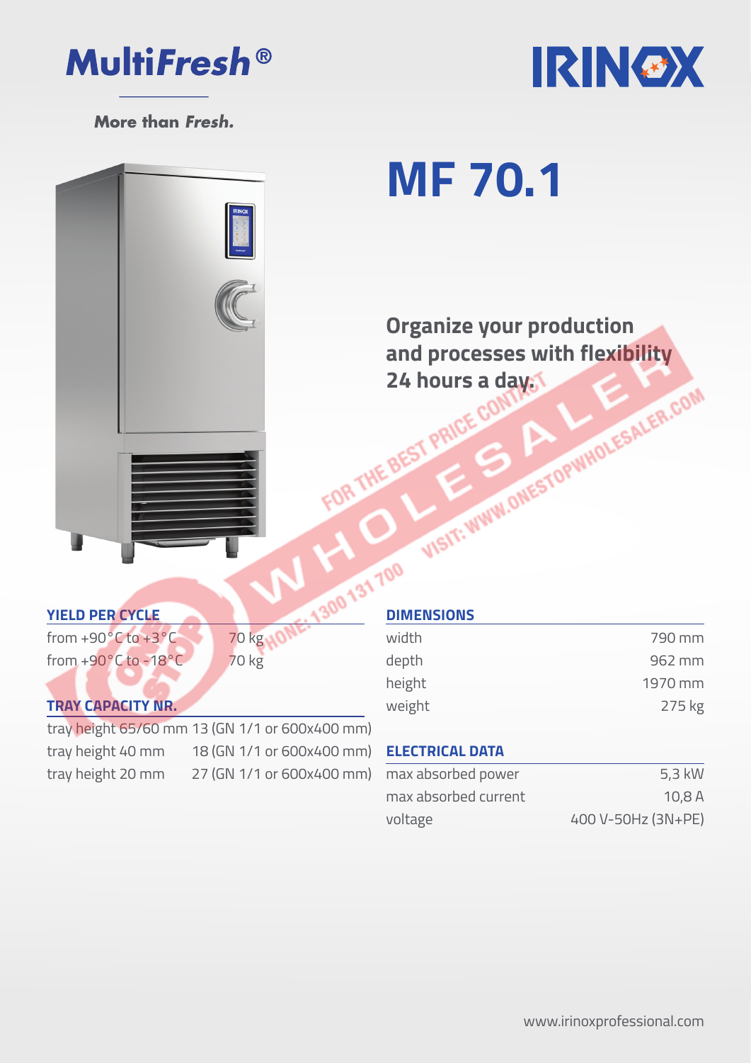MultiFresh®

More than *Fresh.*

IRINOX

# MF 70.1

**Organize your production and processes with flexibility 24 hours a day.**

### YIELD PER CYCLE

| | |
|---|---|
| from +90°C to +3°C | 70 kg |
| from +90°C to -18°C | 70 kg |

### TRAY CAPACITY NR.

| | |
|---|---|
| tray height 65/60 mm | 13 (GN 1/1 or 600x400 mm) |
| tray height 40 mm | 18 (GN 1/1 or 600x400 mm) |
| tray height 20 mm | 27 (GN 1/1 or 600x400 mm) |

### DIMENSIONS

| | |
|---|---|
| width | 790 mm |
| depth | 962 mm |
| height | 1970 mm |
| weight | 275 kg |

### ELECTRICAL DATA

| | |
|---|---|
| max absorbed power | 5,3 kW |
| max absorbed current | 10,8 A |
| voltage | 400 V-50Hz (3N+PE) |

www.irinoxprofessional.com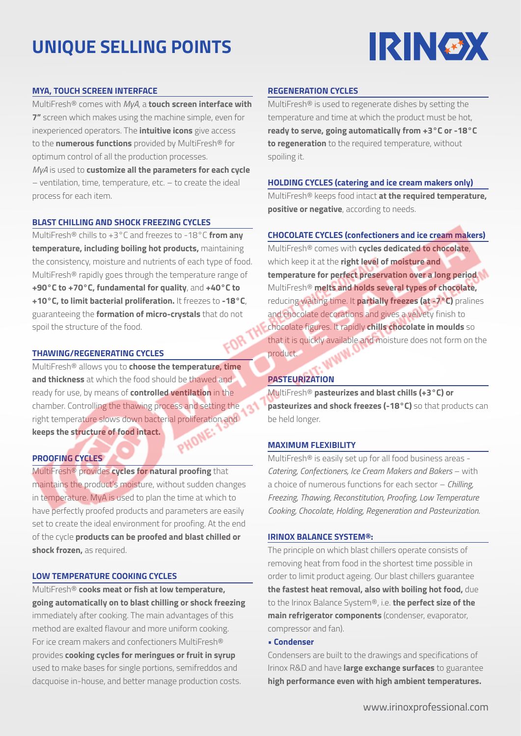# UNIQUE SELLING POINTS

### MYA, TOUCH SCREEN INTERFACE

MultiFresh® comes with *MyA*, a **touch screen interface with 7"** screen which makes using the machine simple, even for inexperienced operators. The **intuitive icons** give access to the **numerous functions** provided by MultiFresh® for optimum control of all the production processes.
*MyA* is used to **customize all the parameters for each cycle** – ventilation, time, temperature, etc. – to create the ideal process for each item.

### BLAST CHILLING AND SHOCK FREEZING CYCLES

MultiFresh® chills to +3°C and freezes to -18°C **from any temperature, including boiling hot products,** maintaining the consistency, moisture and nutrients of each type of food. MultiFresh® rapidly goes through the temperature range of **+90°C to +70°C, fundamental for quality**, and **+40°C to +10°C, to limit bacterial proliferation.** It freezes to **-18°C**, guaranteeing the **formation of micro-crystals** that do not spoil the structure of the food.

### THAWING/REGENERATING CYCLES

MultiFresh® allows you to **choose the temperature, time and thickness** at which the food should be thawed and ready for use, by means of **controlled ventilation** in the chamber. Controlling the thawing process and setting the right temperature slows down bacterial proliferation and **keeps the structure of food intact.**

### PROOFING CYCLES

MultiFresh® provides **cycles for natural proofing** that maintains the product's moisture, without sudden changes in temperature. MyA is used to plan the time at which to have perfectly proofed products and parameters are easily set to create the ideal environment for proofing. At the end of the cycle **products can be proofed and blast chilled or shock frozen,** as required.

### LOW TEMPERATURE COOKING CYCLES

MultiFresh® **cooks meat or fish at low temperature, going automatically on to blast chilling or shock freezing** immediately after cooking. The main advantages of this method are exalted flavour and more uniform cooking.
For ice cream makers and confectioners MultiFresh® provides **cooking cycles for meringues or fruit in syrup** used to make bases for single portions, semifreddos and dacquoise in-house, and better manage production costs.

### REGENERATION CYCLES

MultiFresh® is used to regenerate dishes by setting the temperature and time at which the product must be hot, **ready to serve, going automatically from +3°C or -18°C to regeneration** to the required temperature, without spoiling it.

### HOLDING CYCLES (catering and ice cream makers only)

MultiFresh® keeps food intact **at the required temperature, positive or negative**, according to needs.

### CHOCOLATE CYCLES (confectioners and ice cream makers)

MultiFresh® comes with **cycles dedicated to chocolate**, which keep it at the **right level of moisture and temperature for perfect preservation over a long period**. MultiFresh® **melts and holds several types of chocolate,** reducing waiting time. It **partially freezes (at -7°C)** pralines and chocolate decorations and gives a velvety finish to chocolate figures. It rapidly **chills chocolate in moulds** so that it is quickly available and moisture does not form on the product.

### PASTEURIZATION

MultiFresh® **pasteurizes and blast chills (+3°C) or pasteurizes and shock freezes (-18°C)** so that products can be held longer.

### MAXIMUM FLEXIBILITY

MultiFresh® is easily set up for all food business areas - *Catering, Confectioners, Ice Cream Makers and Bakers* – with a choice of numerous functions for each sector – *Chilling, Freezing, Thawing, Reconstitution, Proofing, Low Temperature Cooking, Chocolate, Holding, Regeneration and Pasteurization.*

### IRINOX BALANCE SYSTEM®:

The principle on which blast chillers operate consists of removing heat from food in the shortest time possible in order to limit product ageing. Our blast chillers guarantee **the fastest heat removal, also with boiling hot food,** due to the Irinox Balance System®, i.e. **the perfect size of the main refrigerator components** (condenser, evaporator, compressor and fan).

- **Condenser**

Condensers are built to the drawings and specifications of Irinox R&D and have **large exchange surfaces** to guarantee **high performance even with high ambient temperatures.**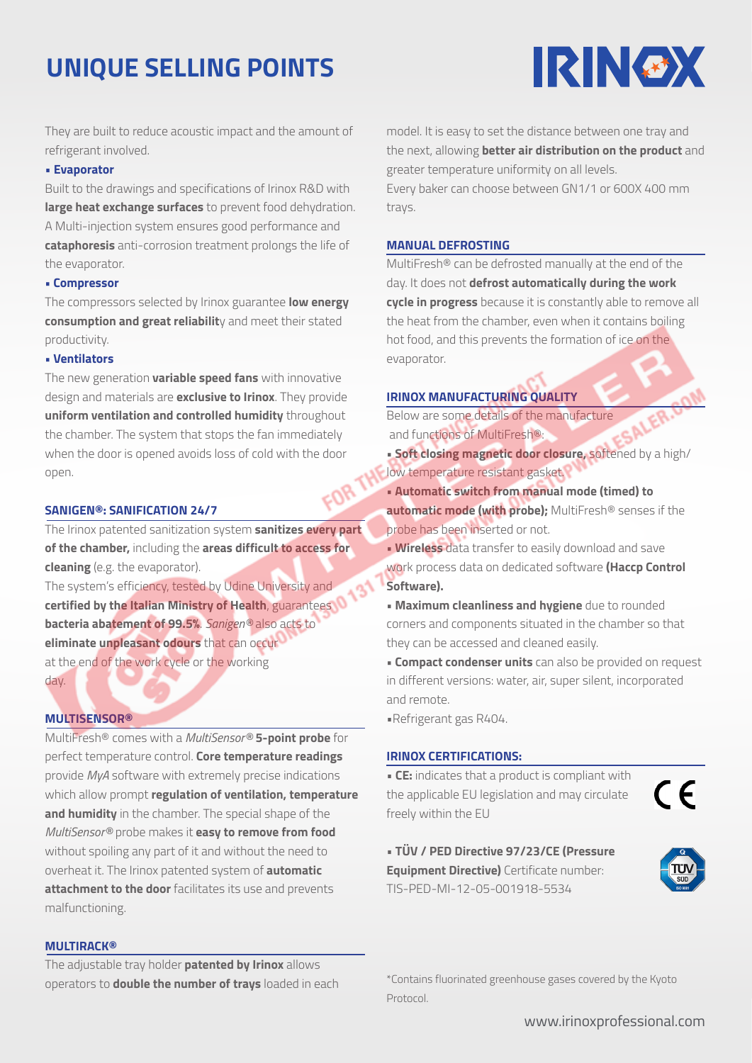# UNIQUE SELLING POINTS

They are built to reduce acoustic impact and the amount of refrigerant involved.

▪ **Evaporator**

Built to the drawings and specifications of Irinox R&D with **large heat exchange surfaces** to prevent food dehydration. A Multi-injection system ensures good performance and **cataphoresis** anti-corrosion treatment prolongs the life of the evaporator.

▪ **Compressor**

The compressors selected by Irinox guarantee **low energy consumption and great reliabilit**y and meet their stated productivity.

▪ **Ventilators**

The new generation **variable speed fans** with innovative design and materials are **exclusive to Irinox**. They provide **uniform ventilation and controlled humidity** throughout the chamber. The system that stops the fan immediately when the door is opened avoids loss of cold with the door open.

## SANIGEN®: SANIFICATION 24/7

The Irinox patented sanitization system **sanitizes every part of the chamber,** including the **areas difficult to access for cleaning** (e.g. the evaporator).

The system's efficiency, tested by Udine University and **certified by the Italian Ministry of Health**, guarantees **bacteria abatement of 99.5%**. *Sanigen®* also acts to **eliminate unpleasant odours** that can occur at the end of the work cycle or the working day.

## MULTISENSOR®

MultiFresh® comes with a *MultiSensor®* **5-point probe** for perfect temperature control. **Core temperature readings** provide *MyA* software with extremely precise indications which allow prompt **regulation of ventilation, temperature and humidity** in the chamber. The special shape of the *MultiSensor®* probe makes it **easy to remove from food** without spoiling any part of it and without the need to overheat it. The Irinox patented system of **automatic attachment to the door** facilitates its use and prevents malfunctioning.

## MULTIRACK®

The adjustable tray holder **patented by Irinox** allows operators to **double the number of trays** loaded in each model. It is easy to set the distance between one tray and the next, allowing **better air distribution on the product** and greater temperature uniformity on all levels.

Every baker can choose between GN1/1 or 600X 400 mm trays.

## MANUAL DEFROSTING

MultiFresh® can be defrosted manually at the end of the day. It does not **defrost automatically during the work cycle in progress** because it is constantly able to remove all the heat from the chamber, even when it contains boiling hot food, and this prevents the formation of ice on the evaporator.

## IRINOX MANUFACTURING QUALITY

Below are some details of the manufacture and functions of MultiFresh®:

▪ **Soft closing magnetic door closure,** softened by a high/low temperature resistant gasket.

▪ **Automatic switch from manual mode (timed) to automatic mode (with probe);** MultiFresh® senses if the probe has been inserted or not.

▪ **Wireless** data transfer to easily download and save work process data on dedicated software **(Haccp Control Software).**

▪ **Maximum cleanliness and hygiene** due to rounded corners and components situated in the chamber so that they can be accessed and cleaned easily.

▪ **Compact condenser units** can also be provided on request in different versions: water, air, super silent, incorporated and remote.

▪Refrigerant gas R404.

## IRINOX CERTIFICATIONS:

▪ **CE:** indicates that a product is compliant with the applicable EU legislation and may circulate freely within the EU

▪ **TÜV / PED Directive 97/23/CE (Pressure Equipment Directive)** Certificate number: TIS-PED-MI-12-05-001918-5534

*Contains fluorinated greenhouse gases covered by the Kyoto Protocol.

www.irinoxprofessional.com